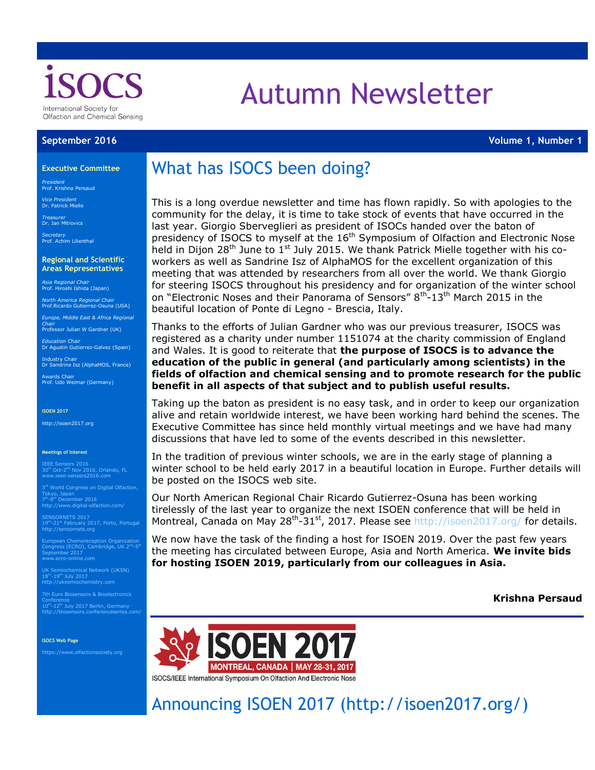iSOCS

International Society for Olfaction and Chemical Sensing

# Autumn Newsletter

**September 2016** **Volume 1, Number 1**

## Executive Committee

*President*
Prof. Krishna Persaud

*Vice President*
Dr. Patrick Mielle

*Treasurer*
Dr. Jan Mitrovics

*Secretary*
Prof. Achim Lilienthal

## Regional and Scientific Areas Representatives

*Asia Regional Chair*
Prof. Hiroshi Ishida (Japan)

*North America Regional Chair*
Prof.Ricardo Gutierrez-Osuna (USA)

*Europe, Middle East & Africa Regional Chair*
Professor Julian W Gardner (UK)

*Education Chair*
Dr Agustin Gutierrez-Galvez (Spain)

Industry Chair
Dr Sandrine Isz (AlphaMOS, France)

Awards Chair
Prof. Udo Weimar (Germany)

**ISOEN 2017**

http://isoen2017.org

**Meetings of Interest**

IEEE Sensors 2016
30th Oct-2nd Nov 2016, Orlando, FL
www.ieee-sensors2016.com

3rd World Congress on Digital Olfaction, Tokyo, Japan
7th-8th December 2016
http://www.digital-olfaction.com/

SENSORNETS 2017
19th-21st February 2017, Porto, Portugal
http://sensornets.org

European Chemoreception Organization Congress (ECRO), Cambridge, UK 2nd-5th September 2017
www.ecro-online.com

UK Semiochemical Network (UKSN)
18th-19th July 2017
http://uksemiochemistry.com

7th Euro Biosensors & Bioelectronics Conference
10th-12th July 2017 Berlin, Germany
http://biosensors.conferenceseries.com/

**ISOCS Web Page**

https://www.olfactionsociety.org

# What has ISOCS been doing?

This is a long overdue newsletter and time has flown rapidly. So with apologies to the community for the delay, it is time to take stock of events that have occurred in the last year. Giorgio Sberveglieri as president of ISOCs handed over the baton of presidency of ISOCS to myself at the 16th Symposium of Olfaction and Electronic Nose held in Dijon 28th June to 1st July 2015. We thank Patrick Mielle together with his co-workers as well as Sandrine Isz of AlphaMOS for the excellent organization of this meeting that was attended by researchers from all over the world. We thank Giorgio for steering ISOCS throughout his presidency and for organization of the winter school on "Electronic Noses and their Panorama of Sensors" 8th-13th March 2015 in the beautiful location of Ponte di Legno - Brescia, Italy.

Thanks to the efforts of Julian Gardner who was our previous treasurer, ISOCS was registered as a charity under number 1151074 at the charity commission of England and Wales. It is good to reiterate that **the purpose of ISOCS is to advance the education of the public in general (and particularly among scientists) in the fields of olfaction and chemical sensing and to promote research for the public benefit in all aspects of that subject and to publish useful results.**

Taking up the baton as president is no easy task, and in order to keep our organization alive and retain worldwide interest, we have been working hard behind the scenes. The Executive Committee has since held monthly virtual meetings and we have had many discussions that have led to some of the events described in this newsletter.

In the tradition of previous winter schools, we are in the early stage of planning a winter school to be held early 2017 in a beautiful location in Europe. Further details will be posted on the ISOCS web site.

Our North American Regional Chair Ricardo Gutierrez-Osuna has been working tirelessly of the last year to organize the next ISOEN conference that will be held in Montreal, Canada on May 28th-31st, 2017. Please see http://isoen2017.org/ for details.

We now have the task of the finding a host for ISOEN 2019. Over the past few years the meeting has circulated between Europe, Asia and North America. **We invite bids for hosting ISOEN 2019, particularly from our colleagues in Asia.**

**Krishna Persaud**

ISOEN 2017
MONTREAL, CANADA | MAY 28-31, 2017
ISOCS/IEEE International Symposium On Olfaction And Electronic Nose

# Announcing ISOEN 2017 (http://isoen2017.org/)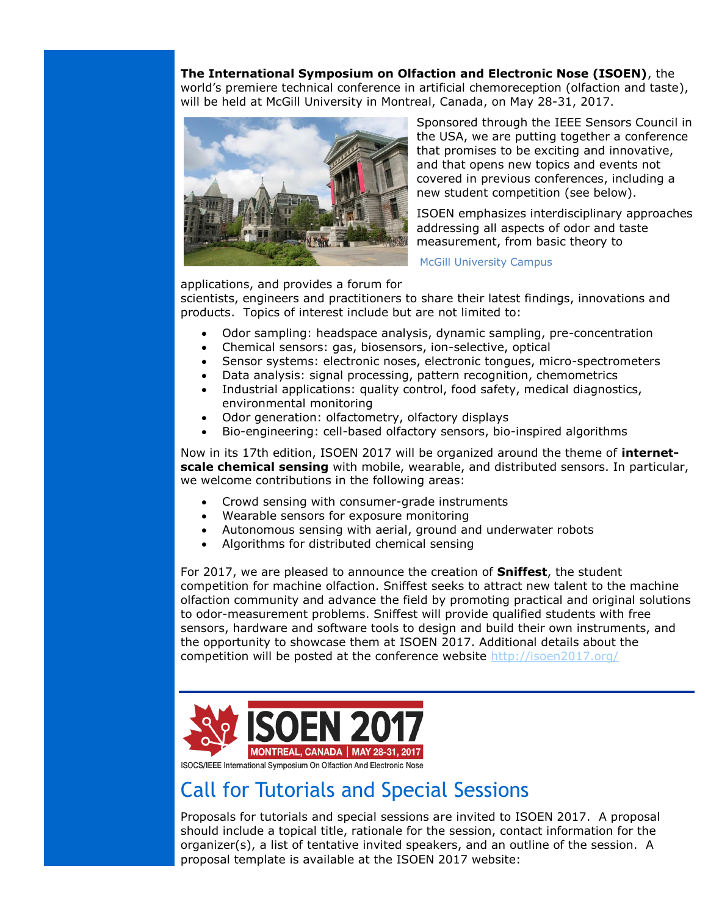**The International Symposium on Olfaction and Electronic Nose (ISOEN)**, the world's premiere technical conference in artificial chemoreception (olfaction and taste), will be held at McGill University in Montreal, Canada, on May 28-31, 2017.

Sponsored through the IEEE Sensors Council in the USA, we are putting together a conference that promises to be exciting and innovative, and that opens new topics and events not covered in previous conferences, including a new student competition (see below).

McGill University Campus

ISOEN emphasizes interdisciplinary approaches addressing all aspects of odor and taste measurement, from basic theory to applications, and provides a forum for scientists, engineers and practitioners to share their latest findings, innovations and products. Topics of interest include but are not limited to:

- Odor sampling: headspace analysis, dynamic sampling, pre-concentration
- Chemical sensors: gas, biosensors, ion-selective, optical
- Sensor systems: electronic noses, electronic tongues, micro-spectrometers
- Data analysis: signal processing, pattern recognition, chemometrics
- Industrial applications: quality control, food safety, medical diagnostics, environmental monitoring
- Odor generation: olfactometry, olfactory displays
- Bio-engineering: cell-based olfactory sensors, bio-inspired algorithms

Now in its 17th edition, ISOEN 2017 will be organized around the theme of **internet-scale chemical sensing** with mobile, wearable, and distributed sensors. In particular, we welcome contributions in the following areas:

- Crowd sensing with consumer-grade instruments
- Wearable sensors for exposure monitoring
- Autonomous sensing with aerial, ground and underwater robots
- Algorithms for distributed chemical sensing

For 2017, we are pleased to announce the creation of **Sniffest**, the student competition for machine olfaction. Sniffest seeks to attract new talent to the machine olfaction community and advance the field by promoting practical and original solutions to odor-measurement problems. Sniffest will provide qualified students with free sensors, hardware and software tools to design and build their own instruments, and the opportunity to showcase them at ISOEN 2017. Additional details about the competition will be posted at the conference website http://isoen2017.org/

ISOEN 2017

MONTREAL, CANADA | MAY 28-31, 2017

ISOCS/IEEE International Symposium On Olfaction And Electronic Nose

## Call for Tutorials and Special Sessions

Proposals for tutorials and special sessions are invited to ISOEN 2017. A proposal should include a topical title, rationale for the session, contact information for the organizer(s), a list of tentative invited speakers, and an outline of the session. A proposal template is available at the ISOEN 2017 website: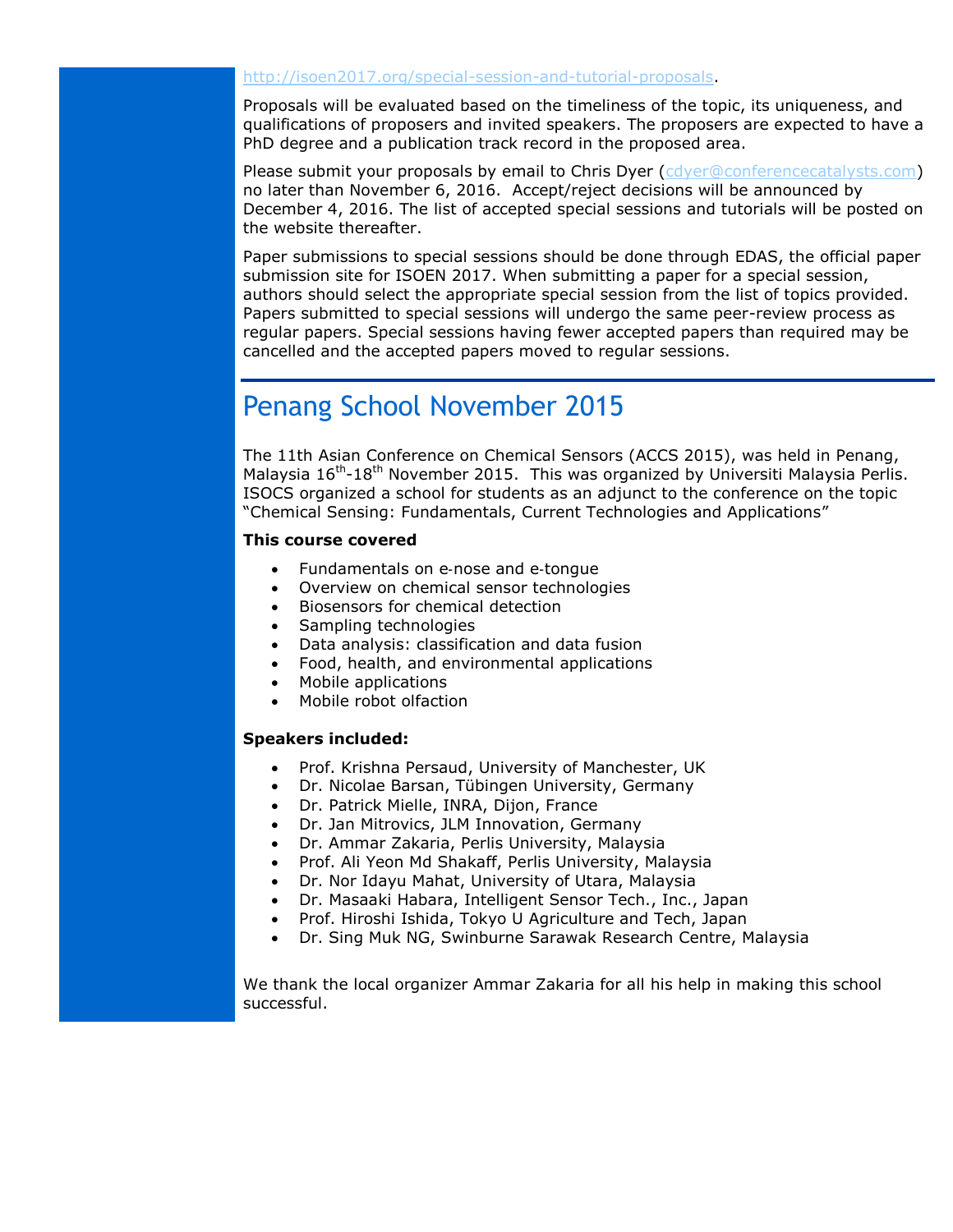http://isoen2017.org/special-session-and-tutorial-proposals.

Proposals will be evaluated based on the timeliness of the topic, its uniqueness, and qualifications of proposers and invited speakers. The proposers are expected to have a PhD degree and a publication track record in the proposed area.

Please submit your proposals by email to Chris Dyer (cdyer@conferencecatalysts.com) no later than November 6, 2016. Accept/reject decisions will be announced by December 4, 2016. The list of accepted special sessions and tutorials will be posted on the website thereafter.

Paper submissions to special sessions should be done through EDAS, the official paper submission site for ISOEN 2017. When submitting a paper for a special session, authors should select the appropriate special session from the list of topics provided. Papers submitted to special sessions will undergo the same peer-review process as regular papers. Special sessions having fewer accepted papers than required may be cancelled and the accepted papers moved to regular sessions.

# Penang School November 2015

The 11th Asian Conference on Chemical Sensors (ACCS 2015), was held in Penang, Malaysia 16th-18th November 2015. This was organized by Universiti Malaysia Perlis. ISOCS organized a school for students as an adjunct to the conference on the topic "Chemical Sensing: Fundamentals, Current Technologies and Applications"

**This course covered**

- Fundamentals on e-nose and e-tongue
- Overview on chemical sensor technologies
- Biosensors for chemical detection
- Sampling technologies
- Data analysis: classification and data fusion
- Food, health, and environmental applications
- Mobile applications
- Mobile robot olfaction

**Speakers included:**

- Prof. Krishna Persaud, University of Manchester, UK
- Dr. Nicolae Barsan, Tübingen University, Germany
- Dr. Patrick Mielle, INRA, Dijon, France
- Dr. Jan Mitrovics, JLM Innovation, Germany
- Dr. Ammar Zakaria, Perlis University, Malaysia
- Prof. Ali Yeon Md Shakaff, Perlis University, Malaysia
- Dr. Nor Idayu Mahat, University of Utara, Malaysia
- Dr. Masaaki Habara, Intelligent Sensor Tech., Inc., Japan
- Prof. Hiroshi Ishida, Tokyo U Agriculture and Tech, Japan
- Dr. Sing Muk NG, Swinburne Sarawak Research Centre, Malaysia

We thank the local organizer Ammar Zakaria for all his help in making this school successful.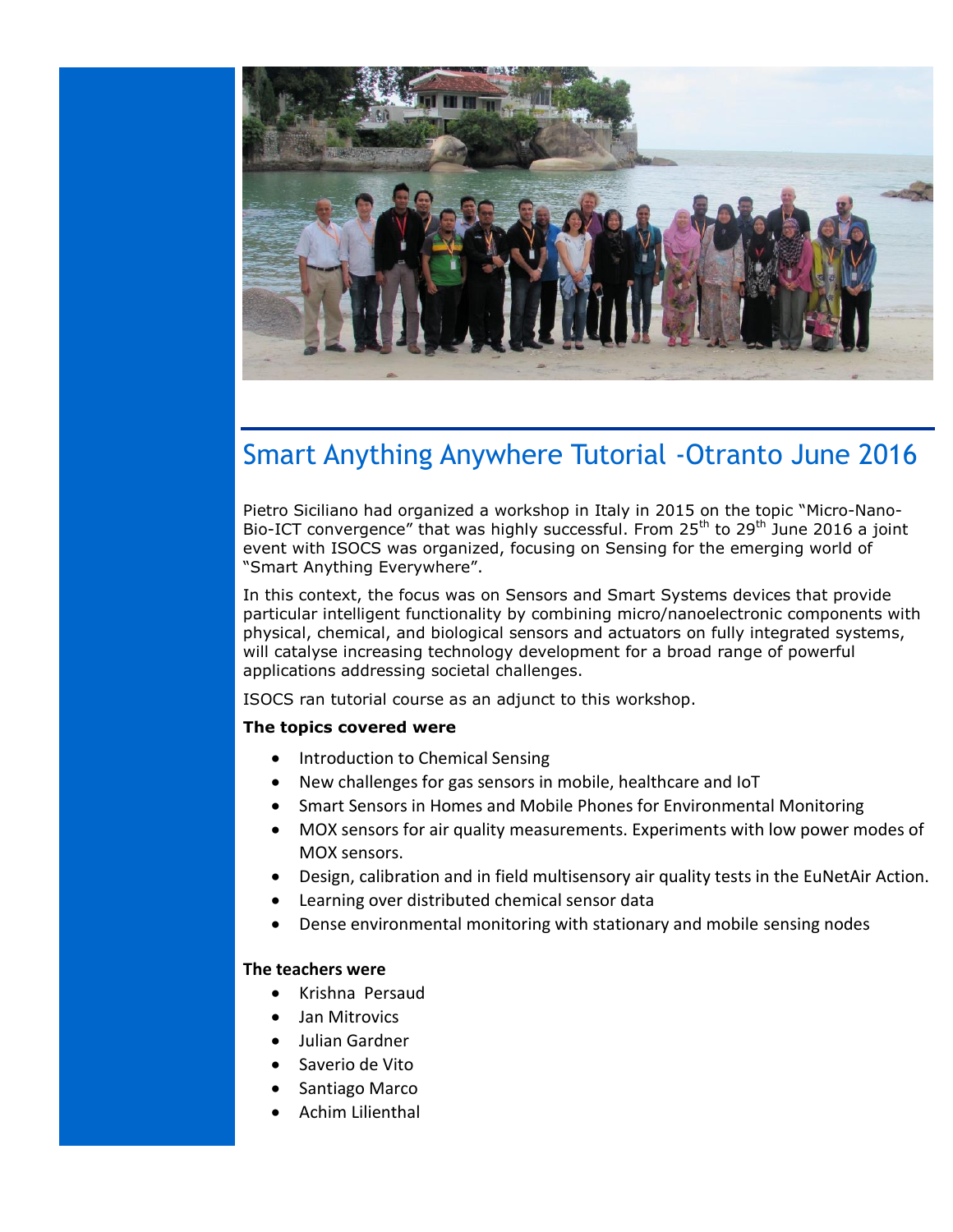# Smart Anything Anywhere Tutorial -Otranto June 2016

Pietro Siciliano had organized a workshop in Italy in 2015 on the topic "Micro-Nano-Bio-ICT convergence" that was highly successful. From 25th to 29th June 2016 a joint event with ISOCS was organized, focusing on Sensing for the emerging world of "Smart Anything Everywhere".

In this context, the focus was on Sensors and Smart Systems devices that provide particular intelligent functionality by combining micro/nanoelectronic components with physical, chemical, and biological sensors and actuators on fully integrated systems, will catalyse increasing technology development for a broad range of powerful applications addressing societal challenges.

ISOCS ran tutorial course as an adjunct to this workshop.

**The topics covered were**

- Introduction to Chemical Sensing
- New challenges for gas sensors in mobile, healthcare and IoT
- Smart Sensors in Homes and Mobile Phones for Environmental Monitoring
- MOX sensors for air quality measurements. Experiments with low power modes of MOX sensors.
- Design, calibration and in field multisensory air quality tests in the EuNetAir Action.
- Learning over distributed chemical sensor data
- Dense environmental monitoring with stationary and mobile sensing nodes

**The teachers were**

- Krishna Persaud
- Jan Mitrovics
- Julian Gardner
- Saverio de Vito
- Santiago Marco
- Achim Lilienthal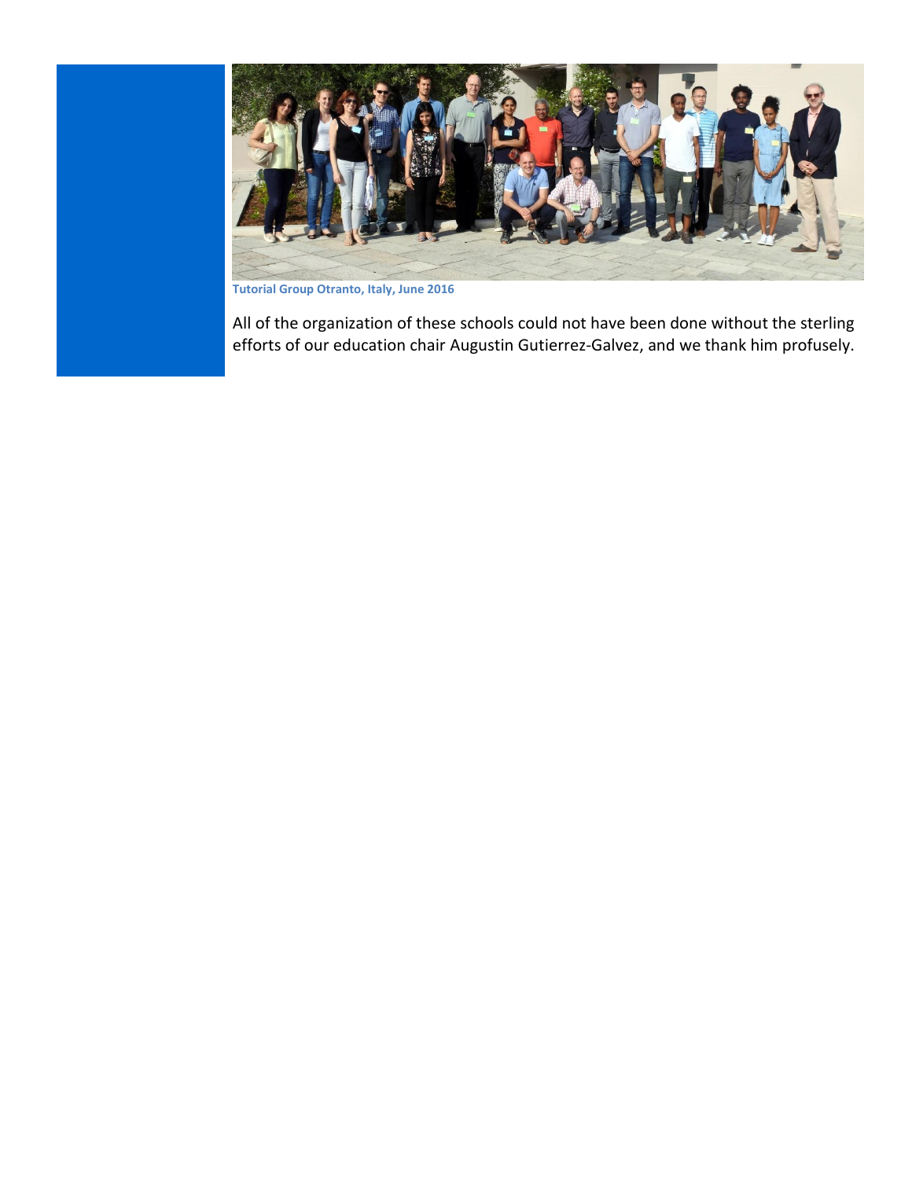Tutorial Group Otranto, Italy, June 2016

All of the organization of these schools could not have been done without the sterling efforts of our education chair Augustin Gutierrez-Galvez, and we thank him profusely.